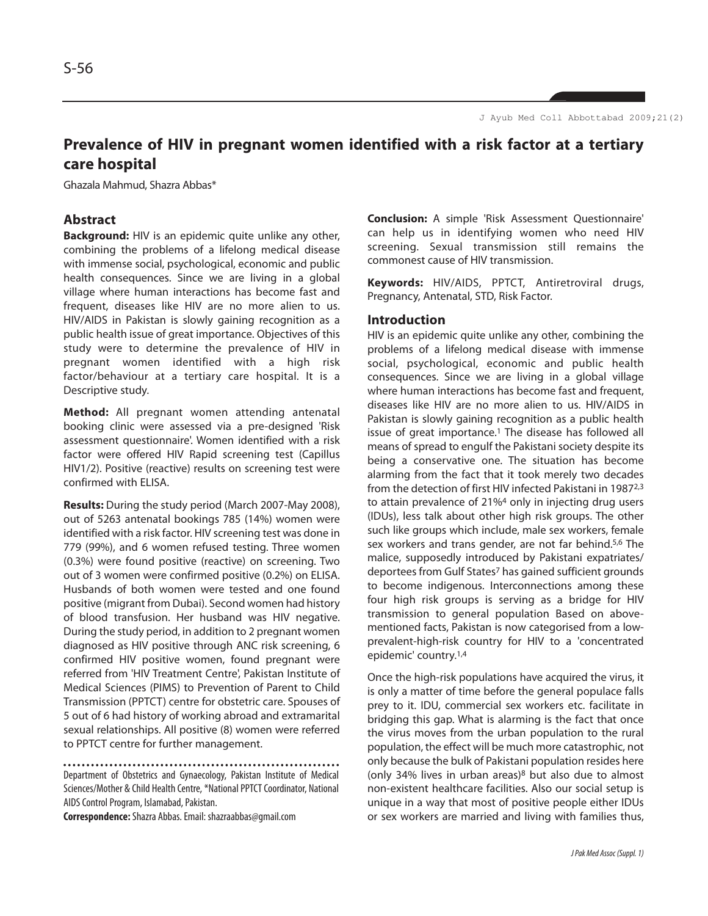# Prevalence of HIV in pregnant women identified with a risk factor at a tertiary care hospital

Ghazala Mahmud, Shazra Abbas*

## Abstract

**Background:** HIV is an epidemic quite unlike any other, combining the problems of a lifelong medical disease with immense social, psychological, economic and public health consequences. Since we are living in a global village where human interactions has become fast and frequent, diseases like HIV are no more alien to us. HIV/AIDS in Pakistan is slowly gaining recognition as a public health issue of great importance. Objectives of this study were to determine the prevalence of HIV in pregnant women identified with a high risk factor/behaviour at a tertiary care hospital. It is a Descriptive study.

**Method:** All pregnant women attending antenatal booking clinic were assessed via a pre-designed 'Risk assessment questionnaire'. Women identified with a risk factor were offered HIV Rapid screening test (Capillus HIV1/2). Positive (reactive) results on screening test were confirmed with ELISA.

**Results:** During the study period (March 2007-May 2008), out of 5263 antenatal bookings 785 (14%) women were identified with a risk factor. HIV screening test was done in 779 (99%), and 6 women refused testing. Three women (0.3%) were found positive (reactive) on screening. Two out of 3 women were confirmed positive (0.2%) on ELISA. Husbands of both women were tested and one found positive (migrant from Dubai). Second women had history of blood transfusion. Her husband was HIV negative. During the study period, in addition to 2 pregnant women diagnosed as HIV positive through ANC risk screening, 6 confirmed HIV positive women, found pregnant were referred from 'HIV Treatment Centre', Pakistan Institute of Medical Sciences (PIMS) to Prevention of Parent to Child Transmission (PPTCT) centre for obstetric care. Spouses of 5 out of 6 had history of working abroad and extramarital sexual relationships. All positive (8) women were referred to PPTCT centre for further management.

**Conclusion:** A simple 'Risk Assessment Questionnaire' can help us in identifying women who need HIV screening. Sexual transmission still remains the commonest cause of HIV transmission.

**Keywords:** HIV/AIDS, PPTCT, Antiretroviral drugs, Pregnancy, Antenatal, STD, Risk Factor.

Department of Obstetrics and Gynaecology, Pakistan Institute of Medical Sciences/Mother & Child Health Centre, *National PPTCT Coordinator, National AIDS Control Program, Islamabad, Pakistan.

**Correspondence:** Shazra Abbas. Email: shazraabbas@gmail.com

## Introduction

HIV is an epidemic quite unlike any other, combining the problems of a lifelong medical disease with immense social, psychological, economic and public health consequences. Since we are living in a global village where human interactions has become fast and frequent, diseases like HIV are no more alien to us. HIV/AIDS in Pakistan is slowly gaining recognition as a public health issue of great importance.[1] The disease has followed all means of spread to engulf the Pakistani society despite its being a conservative one. The situation has become alarming from the fact that it took merely two decades from the detection of first HIV infected Pakistani in 1987[2,3] to attain prevalence of 21%[4] only in injecting drug users (IDUs), less talk about other high risk groups. The other such like groups which include, male sex workers, female sex workers and trans gender, are not far behind.[5,6] The malice, supposedly introduced by Pakistani expatriates/ deportees from Gulf States[7] has gained sufficient grounds to become indigenous. Interconnections among these four high risk groups is serving as a bridge for HIV transmission to general population Based on above-mentioned facts, Pakistan is now categorised from a low-prevalent-high-risk country for HIV to a 'concentrated epidemic' country.[1,4]

Once the high-risk populations have acquired the virus, it is only a matter of time before the general populace falls prey to it. IDU, commercial sex workers etc. facilitate in bridging this gap. What is alarming is the fact that once the virus moves from the urban population to the rural population, the effect will be much more catastrophic, not only because the bulk of Pakistani population resides here (only 34% lives in urban areas)[8] but also due to almost non-existent healthcare facilities. Also our social setup is unique in a way that most of positive people either IDUs or sex workers are married and living with families thus,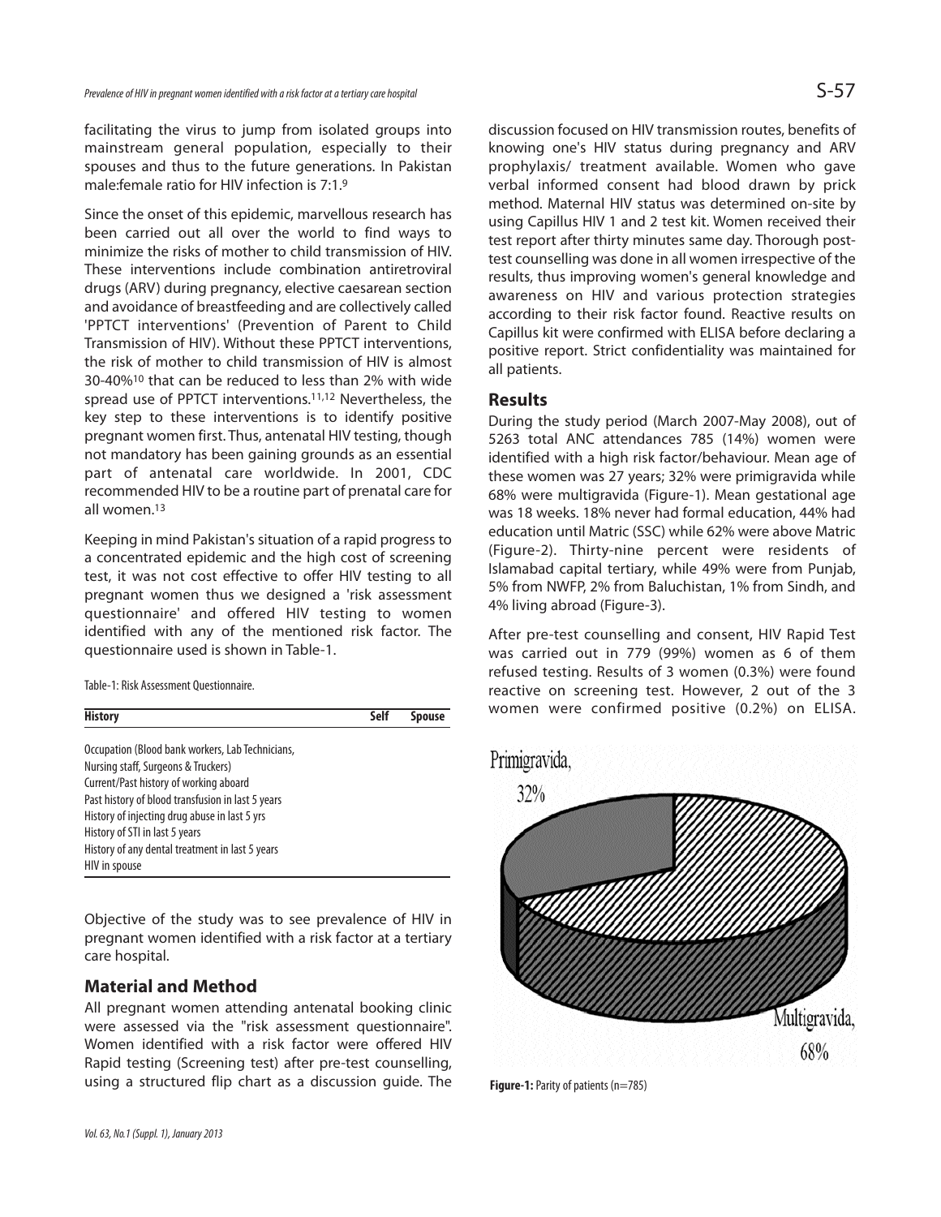facilitating the virus to jump from isolated groups into mainstream general population, especially to their spouses and thus to the future generations. In Pakistan male:female ratio for HIV infection is 7:1.[9]

Since the onset of this epidemic, marvellous research has been carried out all over the world to find ways to minimize the risks of mother to child transmission of HIV. These interventions include combination antiretroviral drugs (ARV) during pregnancy, elective caesarean section and avoidance of breastfeeding and are collectively called 'PPTCT interventions' (Prevention of Parent to Child Transmission of HIV). Without these PPTCT interventions, the risk of mother to child transmission of HIV is almost 30-40%[10] that can be reduced to less than 2% with wide spread use of PPTCT interventions.[11,12] Nevertheless, the key step to these interventions is to identify positive pregnant women first. Thus, antenatal HIV testing, though not mandatory has been gaining grounds as an essential part of antenatal care worldwide. In 2001, CDC recommended HIV to be a routine part of prenatal care for all women.[13]

Keeping in mind Pakistan's situation of a rapid progress to a concentrated epidemic and the high cost of screening test, it was not cost effective to offer HIV testing to all pregnant women thus we designed a 'risk assessment questionnaire' and offered HIV testing to women identified with any of the mentioned risk factor. The questionnaire used is shown in Table-1.

Table-1: Risk Assessment Questionnaire.

| History | Self | Spouse |
|---|---|---|
| Occupation (Blood bank workers, Lab Technicians, Nursing staff, Surgeons & Truckers) | | |
| Current/Past history of working aboard | | |
| Past history of blood transfusion in last 5 years | | |
| History of injecting drug abuse in last 5 yrs | | |
| History of STI in last 5 years | | |
| History of any dental treatment in last 5 years | | |
| HIV in spouse | | |

Objective of the study was to see prevalence of HIV in pregnant women identified with a risk factor at a tertiary care hospital.

## Material and Method

All pregnant women attending antenatal booking clinic were assessed via the "risk assessment questionnaire". Women identified with a risk factor were offered HIV Rapid testing (Screening test) after pre-test counselling, using a structured flip chart as a discussion guide. The discussion focused on HIV transmission routes, benefits of knowing one's HIV status during pregnancy and ARV prophylaxis/ treatment available. Women who gave verbal informed consent had blood drawn by prick method. Maternal HIV status was determined on-site by using Capillus HIV 1 and 2 test kit. Women received their test report after thirty minutes same day. Thorough post-test counselling was done in all women irrespective of the results, thus improving women's general knowledge and awareness on HIV and various protection strategies according to their risk factor found. Reactive results on Capillus kit were confirmed with ELISA before declaring a positive report. Strict confidentiality was maintained for all patients.

## Results

During the study period (March 2007-May 2008), out of 5263 total ANC attendances 785 (14%) women were identified with a high risk factor/behaviour. Mean age of these women was 27 years; 32% were primigravida while 68% were multigravida (Figure-1). Mean gestational age was 18 weeks. 18% never had formal education, 44% had education until Matric (SSC) while 62% were above Matric (Figure-2). Thirty-nine percent were residents of Islamabad capital tertiary, while 49% were from Punjab, 5% from NWFP, 2% from Baluchistan, 1% from Sindh, and 4% living abroad (Figure-3).

After pre-test counselling and consent, HIV Rapid Test was carried out in 779 (99%) women as 6 of them refused testing. Results of 3 women (0.3%) were found reactive on screening test. However, 2 out of the 3 women were confirmed positive (0.2%) on ELISA.

Primigravida, 32%

Multigravida, 68%

**Figure-1:** Parity of patients (n=785)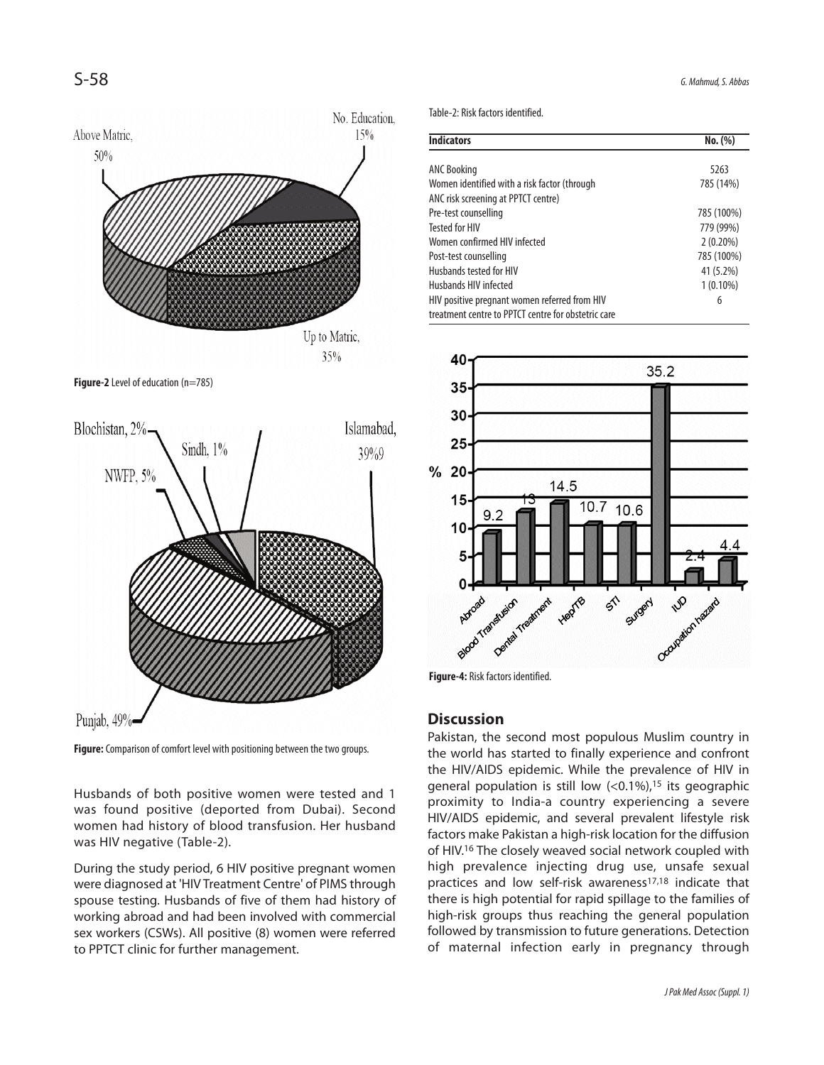Figure-2 Level of education (n=785)

Figure: Comparison of comfort level with positioning between the two groups.

Husbands of both positive women were tested and 1 was found positive (deported from Dubai). Second women had history of blood transfusion. Her husband was HIV negative (Table-2).

During the study period, 6 HIV positive pregnant women were diagnosed at 'HIV Treatment Centre' of PIMS through spouse testing. Husbands of five of them had history of working abroad and had been involved with commercial sex workers (CSWs). All positive (8) women were referred to PPTCT clinic for further management.

Table-2: Risk factors identified.

| Indicators | No. (%) |
|---|---|
| ANC Booking | 5263 |
| Women identified with a risk factor (through ANC risk screening at PPTCT centre) | 785 (14%) |
| Pre-test counselling | 785 (100%) |
| Tested for HIV | 779 (99%) |
| Women confirmed HIV infected | 2 (0.20%) |
| Post-test counselling | 785 (100%) |
| Husbands tested for HIV | 41 (5.2%) |
| Husbands HIV infected | 1 (0.10%) |
| HIV positive pregnant women referred from HIV treatment centre to PPTCT centre for obstetric care | 6 |

Figure-4: Risk factors identified.

## Discussion

Pakistan, the second most populous Muslim country in the world has started to finally experience and confront the HIV/AIDS epidemic. While the prevalence of HIV in general population is still low (<0.1%),[15] its geographic proximity to India-a country experiencing a severe HIV/AIDS epidemic, and several prevalent lifestyle risk factors make Pakistan a high-risk location for the diffusion of HIV.[16] The closely weaved social network coupled with high prevalence injecting drug use, unsafe sexual practices and low self-risk awareness[17,18] indicate that there is high potential for rapid spillage to the families of high-risk groups thus reaching the general population followed by transmission to future generations. Detection of maternal infection early in pregnancy through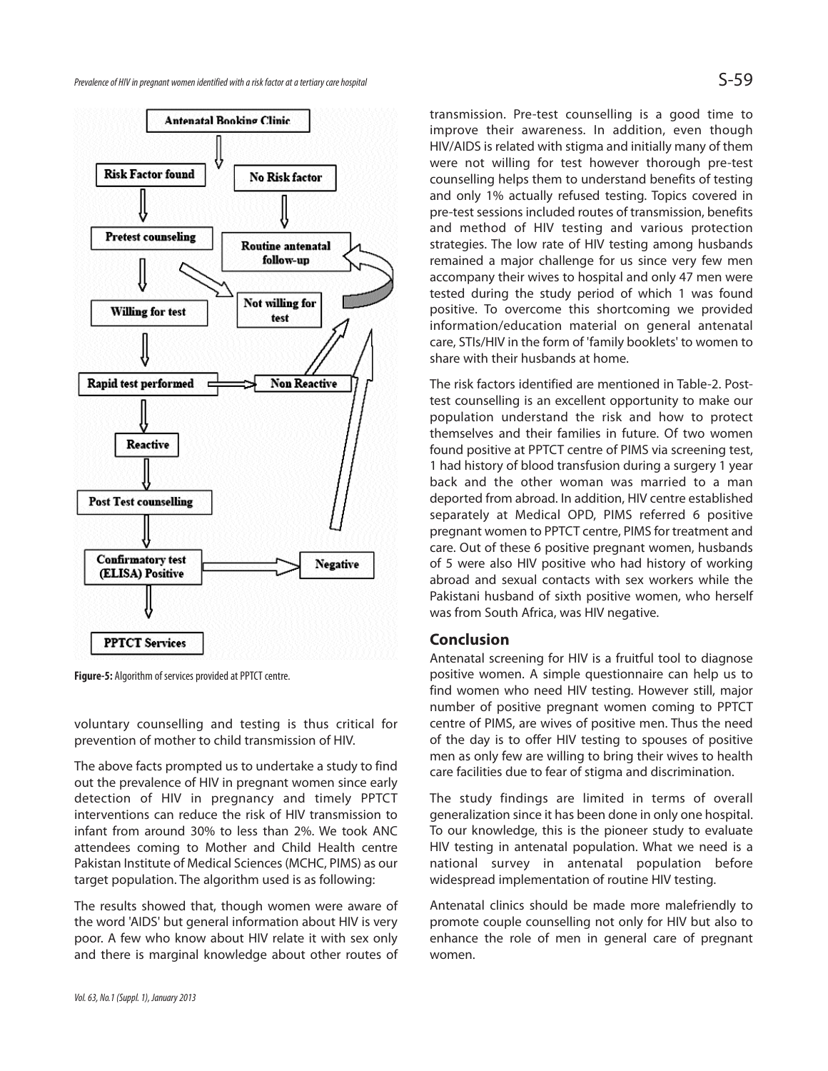Figure-5: Algorithm of services provided at PPTCT centre.

voluntary counselling and testing is thus critical for prevention of mother to child transmission of HIV.

The above facts prompted us to undertake a study to find out the prevalence of HIV in pregnant women since early detection of HIV in pregnancy and timely PPTCT interventions can reduce the risk of HIV transmission to infant from around 30% to less than 2%. We took ANC attendees coming to Mother and Child Health centre Pakistan Institute of Medical Sciences (MCHC, PIMS) as our target population. The algorithm used is as following:

The results showed that, though women were aware of the word 'AIDS' but general information about HIV is very poor. A few who know about HIV relate it with sex only and there is marginal knowledge about other routes of transmission. Pre-test counselling is a good time to improve their awareness. In addition, even though HIV/AIDS is related with stigma and initially many of them were not willing for test however thorough pre-test counselling helps them to understand benefits of testing and only 1% actually refused testing. Topics covered in pre-test sessions included routes of transmission, benefits and method of HIV testing and various protection strategies. The low rate of HIV testing among husbands remained a major challenge for us since very few men accompany their wives to hospital and only 47 men were tested during the study period of which 1 was found positive. To overcome this shortcoming we provided information/education material on general antenatal care, STIs/HIV in the form of 'family booklets' to women to share with their husbands at home.

The risk factors identified are mentioned in Table-2. Post-test counselling is an excellent opportunity to make our population understand the risk and how to protect themselves and their families in future. Of two women found positive at PPTCT centre of PIMS via screening test, 1 had history of blood transfusion during a surgery 1 year back and the other woman was married to a man deported from abroad. In addition, HIV centre established separately at Medical OPD, PIMS referred 6 positive pregnant women to PPTCT centre, PIMS for treatment and care. Out of these 6 positive pregnant women, husbands of 5 were also HIV positive who had history of working abroad and sexual contacts with sex workers while the Pakistani husband of sixth positive women, who herself was from South Africa, was HIV negative.

## Conclusion

Antenatal screening for HIV is a fruitful tool to diagnose positive women. A simple questionnaire can help us to find women who need HIV testing. However still, major number of positive pregnant women coming to PPTCT centre of PIMS, are wives of positive men. Thus the need of the day is to offer HIV testing to spouses of positive men as only few are willing to bring their wives to health care facilities due to fear of stigma and discrimination.

The study findings are limited in terms of overall generalization since it has been done in only one hospital. To our knowledge, this is the pioneer study to evaluate HIV testing in antenatal population. What we need is a national survey in antenatal population before widespread implementation of routine HIV testing.

Antenatal clinics should be made more malefriendly to promote couple counselling not only for HIV but also to enhance the role of men in general care of pregnant women.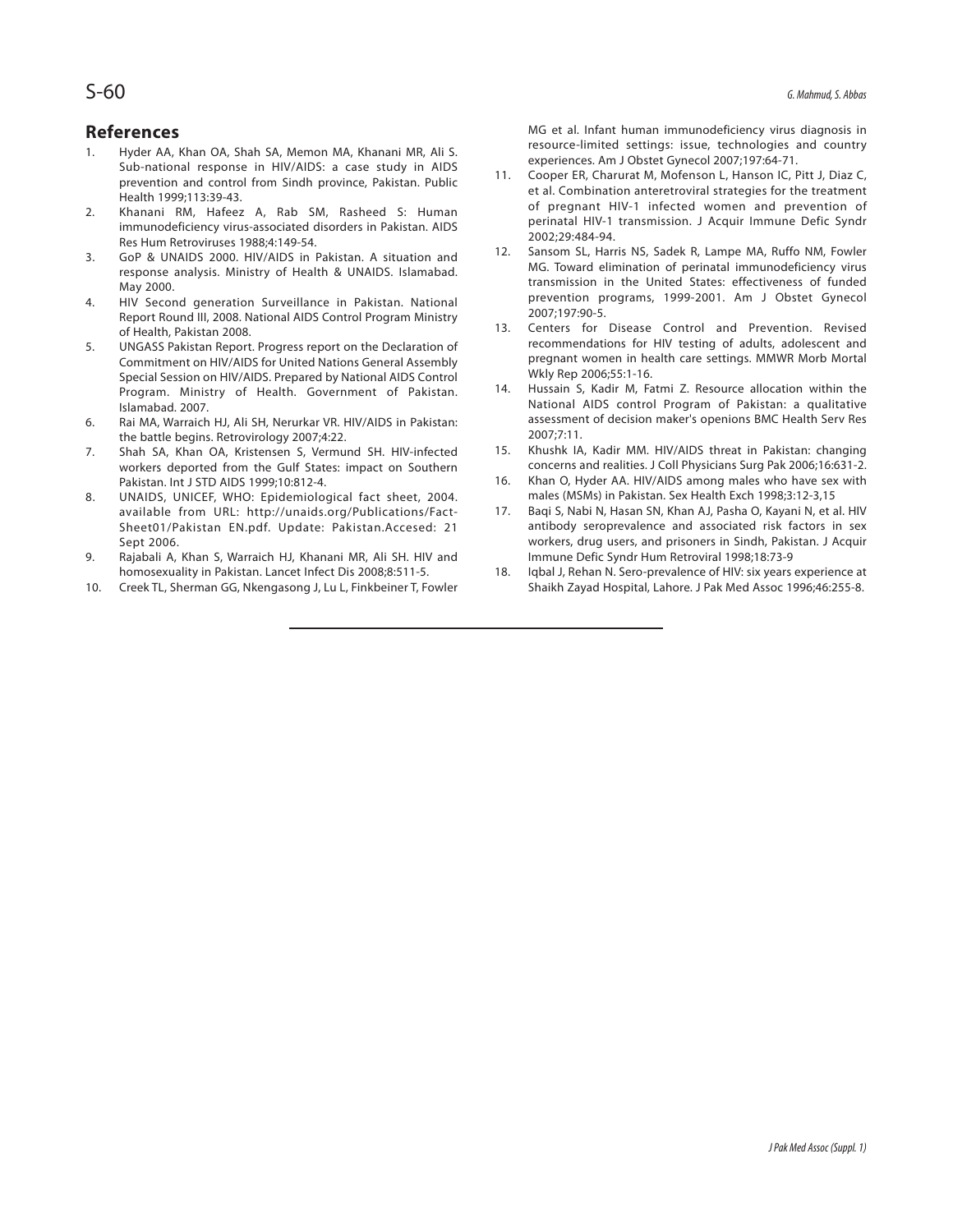## References

1. Hyder AA, Khan OA, Shah SA, Memon MA, Khanani MR, Ali S. Sub-national response in HIV/AIDS: a case study in AIDS prevention and control from Sindh province, Pakistan. Public Health 1999;113:39-43.
2. Khanani RM, Hafeez A, Rab SM, Rasheed S: Human immunodeficiency virus-associated disorders in Pakistan. AIDS Res Hum Retroviruses 1988;4:149-54.
3. GoP & UNAIDS 2000. HIV/AIDS in Pakistan. A situation and response analysis. Ministry of Health & UNAIDS. Islamabad. May 2000.
4. HIV Second generation Surveillance in Pakistan. National Report Round III, 2008. National AIDS Control Program Ministry of Health, Pakistan 2008.
5. UNGASS Pakistan Report. Progress report on the Declaration of Commitment on HIV/AIDS for United Nations General Assembly Special Session on HIV/AIDS. Prepared by National AIDS Control Program. Ministry of Health. Government of Pakistan. Islamabad. 2007.
6. Rai MA, Warraich HJ, Ali SH, Nerurkar VR. HIV/AIDS in Pakistan: the battle begins. Retrovirology 2007;4:22.
7. Shah SA, Khan OA, Kristensen S, Vermund SH. HIV-infected workers deported from the Gulf States: impact on Southern Pakistan. Int J STD AIDS 1999;10:812-4.
8. UNAIDS, UNICEF, WHO: Epidemiological fact sheet, 2004. available from URL: http://unaids.org/Publications/Fact-Sheet01/Pakistan EN.pdf. Update: Pakistan.Accesed: 21 Sept 2006.
9. Rajabali A, Khan S, Warraich HJ, Khanani MR, Ali SH. HIV and homosexuality in Pakistan. Lancet Infect Dis 2008;8:511-5.
10. Creek TL, Sherman GG, Nkengasong J, Lu L, Finkbeiner T, Fowler MG et al. Infant human immunodeficiency virus diagnosis in resource-limited settings: issue, technologies and country experiences. Am J Obstet Gynecol 2007;197:64-71.
11. Cooper ER, Charurat M, Mofenson L, Hanson IC, Pitt J, Diaz C, et al. Combination anteretroviral strategies for the treatment of pregnant HIV-1 infected women and prevention of perinatal HIV-1 transmission. J Acquir Immune Defic Syndr 2002;29:484-94.
12. Sansom SL, Harris NS, Sadek R, Lampe MA, Ruffo NM, Fowler MG. Toward elimination of perinatal immunodeficiency virus transmission in the United States: effectiveness of funded prevention programs, 1999-2001. Am J Obstet Gynecol 2007;197:90-5.
13. Centers for Disease Control and Prevention. Revised recommendations for HIV testing of adults, adolescent and pregnant women in health care settings. MMWR Morb Mortal Wkly Rep 2006;55:1-16.
14. Hussain S, Kadir M, Fatmi Z. Resource allocation within the National AIDS control Program of Pakistan: a qualitative assessment of decision maker's openions BMC Health Serv Res 2007;7:11.
15. Khushk IA, Kadir MM. HIV/AIDS threat in Pakistan: changing concerns and realities. J Coll Physicians Surg Pak 2006;16:631-2.
16. Khan O, Hyder AA. HIV/AIDS among males who have sex with males (MSMs) in Pakistan. Sex Health Exch 1998;3:12-3,15
17. Baqi S, Nabi N, Hasan SN, Khan AJ, Pasha O, Kayani N, et al. HIV antibody seroprevalence and associated risk factors in sex workers, drug users, and prisoners in Sindh, Pakistan. J Acquir Immune Defic Syndr Hum Retroviral 1998;18:73-9
18. Iqbal J, Rehan N. Sero-prevalence of HIV: six years experience at Shaikh Zayad Hospital, Lahore. J Pak Med Assoc 1996;46:255-8.